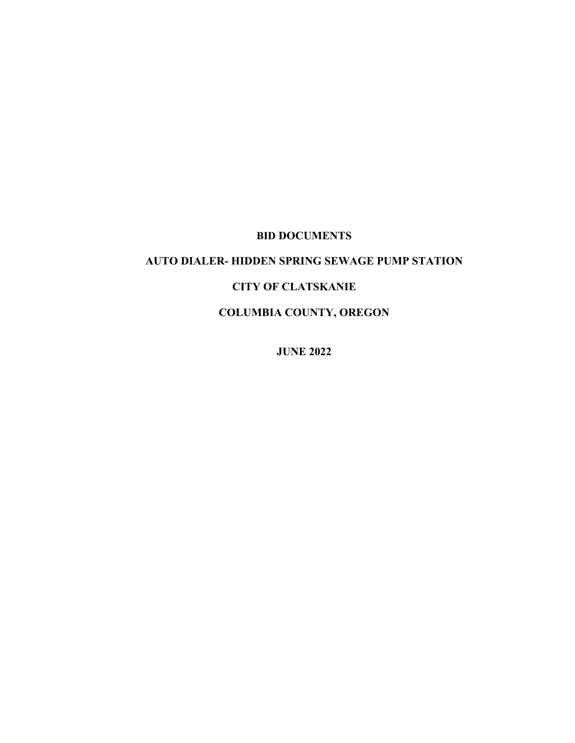# BID DOCUMENTS

## AUTO DIALER- HIDDEN SPRING SEWAGE PUMP STATION

## CITY OF CLATSKANIE

## COLUMBIA COUNTY, OREGON

**JUNE 2022**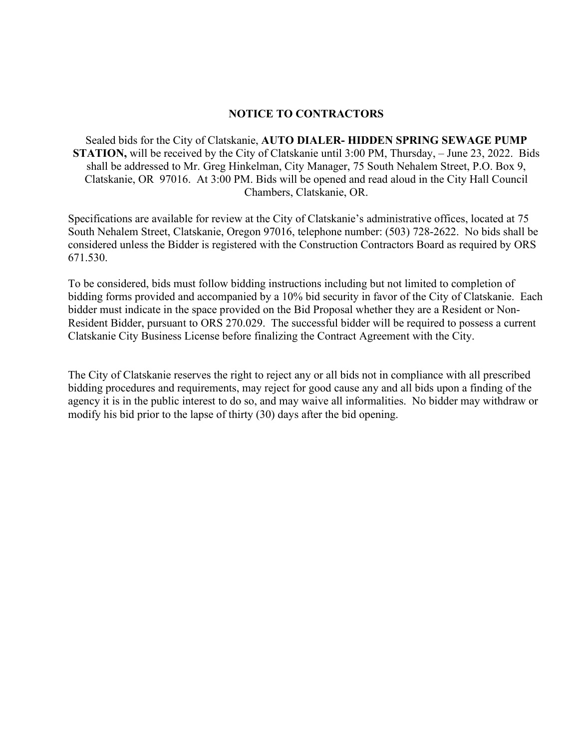# NOTICE TO CONTRACTORS

Sealed bids for the City of Clatskanie, **AUTO DIALER- HIDDEN SPRING SEWAGE PUMP STATION,** will be received by the City of Clatskanie until 3:00 PM, Thursday, – June 23, 2022. Bids shall be addressed to Mr. Greg Hinkelman, City Manager, 75 South Nehalem Street, P.O. Box 9, Clatskanie, OR 97016. At 3:00 PM. Bids will be opened and read aloud in the City Hall Council Chambers, Clatskanie, OR.

Specifications are available for review at the City of Clatskanie's administrative offices, located at 75 South Nehalem Street, Clatskanie, Oregon 97016, telephone number: (503) 728-2622. No bids shall be considered unless the Bidder is registered with the Construction Contractors Board as required by ORS 671.530.

To be considered, bids must follow bidding instructions including but not limited to completion of bidding forms provided and accompanied by a 10% bid security in favor of the City of Clatskanie. Each bidder must indicate in the space provided on the Bid Proposal whether they are a Resident or Non-Resident Bidder, pursuant to ORS 270.029. The successful bidder will be required to possess a current Clatskanie City Business License before finalizing the Contract Agreement with the City.

The City of Clatskanie reserves the right to reject any or all bids not in compliance with all prescribed bidding procedures and requirements, may reject for good cause any and all bids upon a finding of the agency it is in the public interest to do so, and may waive all informalities. No bidder may withdraw or modify his bid prior to the lapse of thirty (30) days after the bid opening.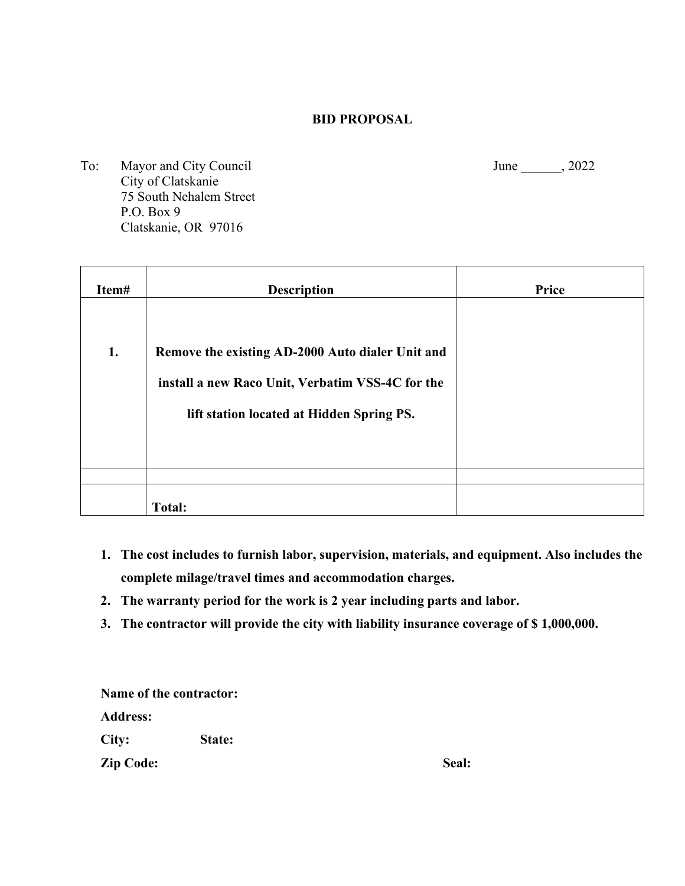**BID PROPOSAL**

To: Mayor and City Council
City of Clatskanie
75 South Nehalem Street
P.O. Box 9
Clatskanie, OR 97016

June ______, 2022

| Item# | Description | Price |
|---|---|---|
| **1.** | **Remove the existing AD-2000 Auto dialer Unit and install a new Raco Unit, Verbatim VSS-4C for the lift station located at Hidden Spring PS.** | |
| | | |
| | **Total:** | |

1. **The cost includes to furnish labor, supervision, materials, and equipment. Also includes the complete milage/travel times and accommodation charges.**
2. **The warranty period for the work is 2 year including parts and labor.**
3. **The contractor will provide the city with liability insurance coverage of $ 1,000,000.**

**Name of the contractor:**

**Address:**

**City:** **State:**

**Zip Code:** **Seal:**